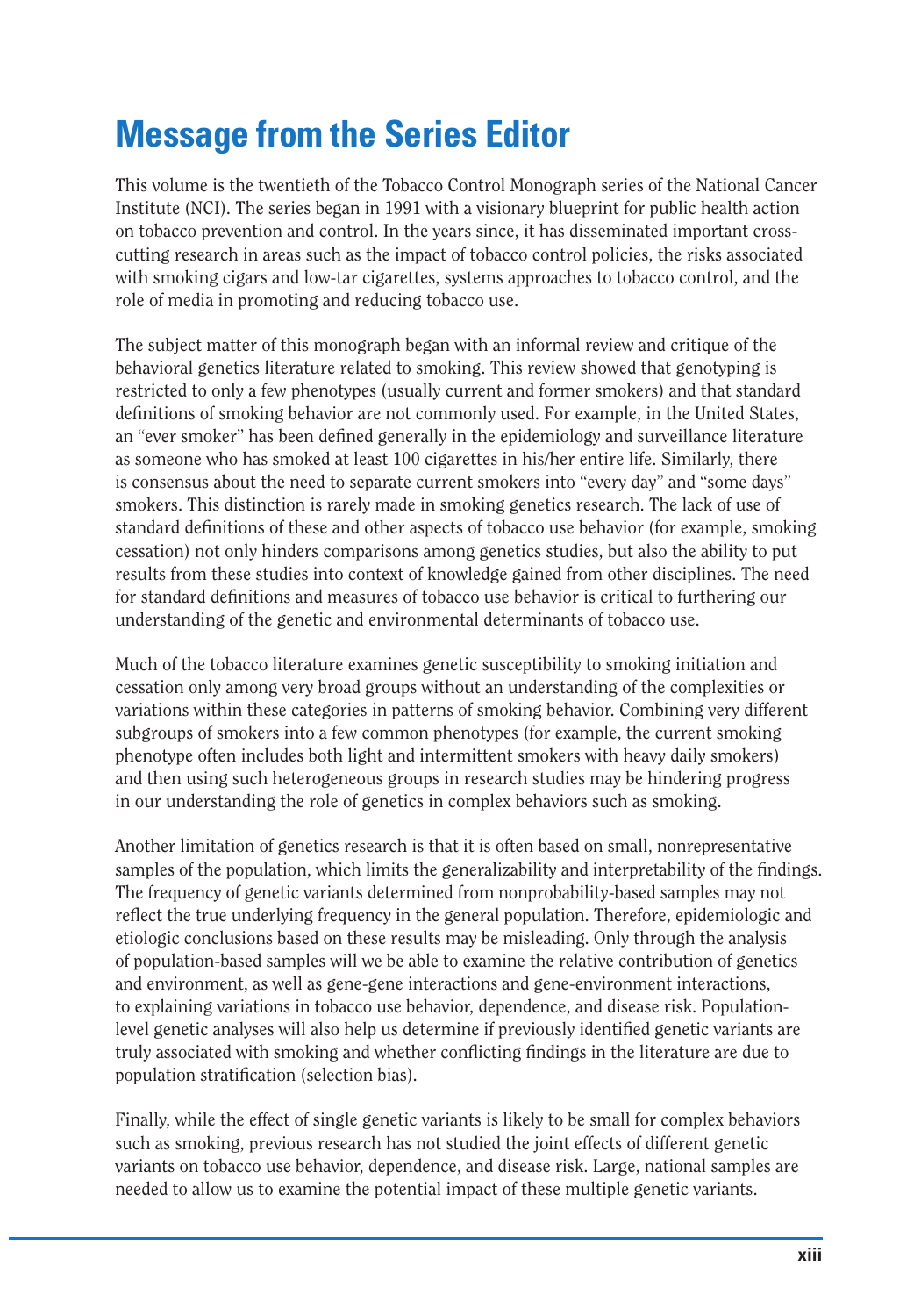# Message from the Series Editor

This volume is the twentieth of the Tobacco Control Monograph series of the National Cancer Institute (NCI). The series began in 1991 with a visionary blueprint for public health action on tobacco prevention and control. In the years since, it has disseminated important cross-cutting research in areas such as the impact of tobacco control policies, the risks associated with smoking cigars and low-tar cigarettes, systems approaches to tobacco control, and the role of media in promoting and reducing tobacco use.

The subject matter of this monograph began with an informal review and critique of the behavioral genetics literature related to smoking. This review showed that genotyping is restricted to only a few phenotypes (usually current and former smokers) and that standard definitions of smoking behavior are not commonly used. For example, in the United States, an "ever smoker" has been defined generally in the epidemiology and surveillance literature as someone who has smoked at least 100 cigarettes in his/her entire life. Similarly, there is consensus about the need to separate current smokers into "every day" and "some days" smokers. This distinction is rarely made in smoking genetics research. The lack of use of standard definitions of these and other aspects of tobacco use behavior (for example, smoking cessation) not only hinders comparisons among genetics studies, but also the ability to put results from these studies into context of knowledge gained from other disciplines. The need for standard definitions and measures of tobacco use behavior is critical to furthering our understanding of the genetic and environmental determinants of tobacco use.

Much of the tobacco literature examines genetic susceptibility to smoking initiation and cessation only among very broad groups without an understanding of the complexities or variations within these categories in patterns of smoking behavior. Combining very different subgroups of smokers into a few common phenotypes (for example, the current smoking phenotype often includes both light and intermittent smokers with heavy daily smokers) and then using such heterogeneous groups in research studies may be hindering progress in our understanding the role of genetics in complex behaviors such as smoking.

Another limitation of genetics research is that it is often based on small, nonrepresentative samples of the population, which limits the generalizability and interpretability of the findings. The frequency of genetic variants determined from nonprobability-based samples may not reflect the true underlying frequency in the general population. Therefore, epidemiologic and etiologic conclusions based on these results may be misleading. Only through the analysis of population-based samples will we be able to examine the relative contribution of genetics and environment, as well as gene-gene interactions and gene-environment interactions, to explaining variations in tobacco use behavior, dependence, and disease risk. Population-level genetic analyses will also help us determine if previously identified genetic variants are truly associated with smoking and whether conflicting findings in the literature are due to population stratification (selection bias).

Finally, while the effect of single genetic variants is likely to be small for complex behaviors such as smoking, previous research has not studied the joint effects of different genetic variants on tobacco use behavior, dependence, and disease risk. Large, national samples are needed to allow us to examine the potential impact of these multiple genetic variants.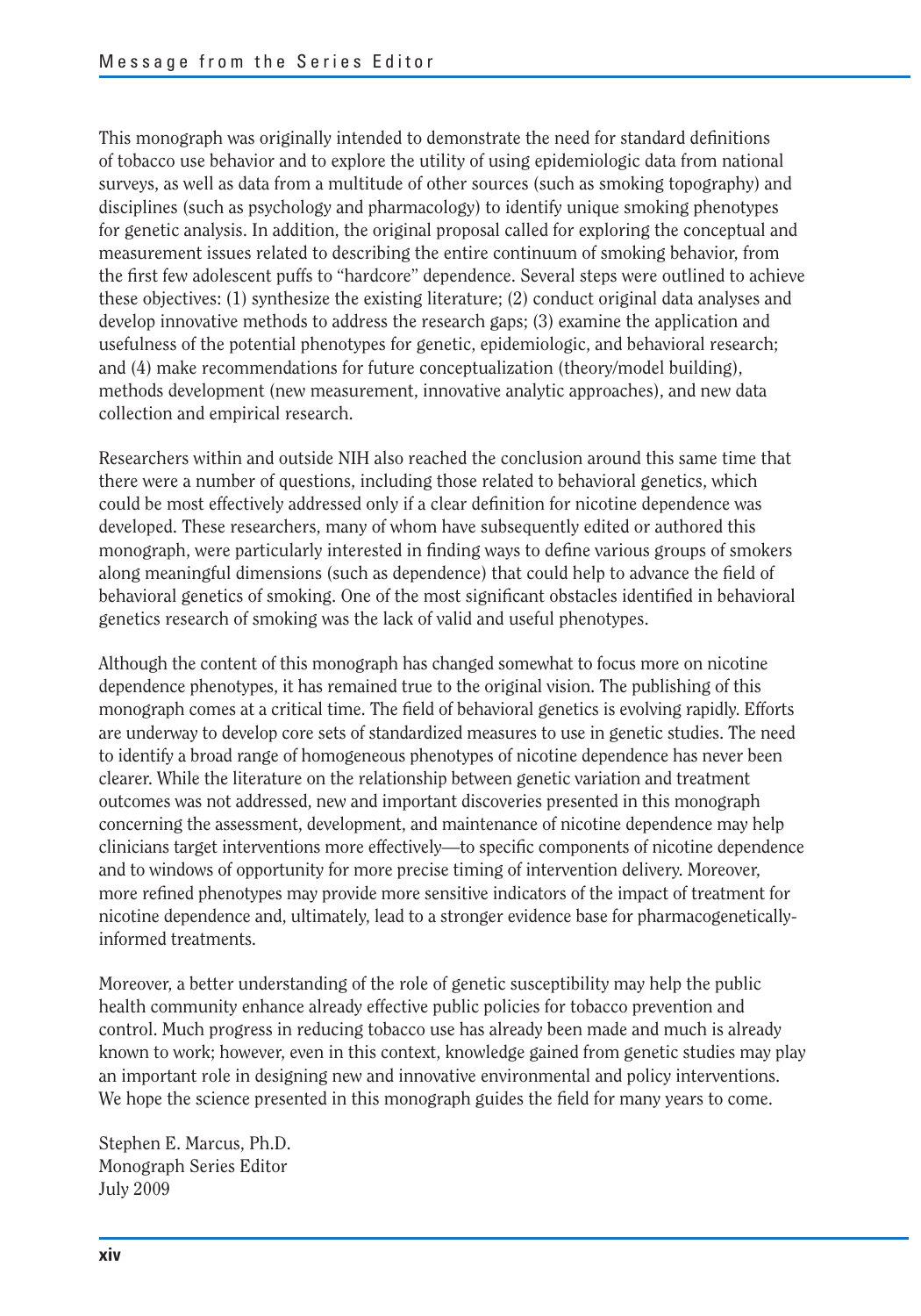This monograph was originally intended to demonstrate the need for standard definitions of tobacco use behavior and to explore the utility of using epidemiologic data from national surveys, as well as data from a multitude of other sources (such as smoking topography) and disciplines (such as psychology and pharmacology) to identify unique smoking phenotypes for genetic analysis. In addition, the original proposal called for exploring the conceptual and measurement issues related to describing the entire continuum of smoking behavior, from the first few adolescent puffs to "hardcore" dependence. Several steps were outlined to achieve these objectives: (1) synthesize the existing literature; (2) conduct original data analyses and develop innovative methods to address the research gaps; (3) examine the application and usefulness of the potential phenotypes for genetic, epidemiologic, and behavioral research; and (4) make recommendations for future conceptualization (theory/model building), methods development (new measurement, innovative analytic approaches), and new data collection and empirical research.

Researchers within and outside NIH also reached the conclusion around this same time that there were a number of questions, including those related to behavioral genetics, which could be most effectively addressed only if a clear definition for nicotine dependence was developed. These researchers, many of whom have subsequently edited or authored this monograph, were particularly interested in finding ways to define various groups of smokers along meaningful dimensions (such as dependence) that could help to advance the field of behavioral genetics of smoking. One of the most significant obstacles identified in behavioral genetics research of smoking was the lack of valid and useful phenotypes.

Although the content of this monograph has changed somewhat to focus more on nicotine dependence phenotypes, it has remained true to the original vision. The publishing of this monograph comes at a critical time. The field of behavioral genetics is evolving rapidly. Efforts are underway to develop core sets of standardized measures to use in genetic studies. The need to identify a broad range of homogeneous phenotypes of nicotine dependence has never been clearer. While the literature on the relationship between genetic variation and treatment outcomes was not addressed, new and important discoveries presented in this monograph concerning the assessment, development, and maintenance of nicotine dependence may help clinicians target interventions more effectively—to specific components of nicotine dependence and to windows of opportunity for more precise timing of intervention delivery. Moreover, more refined phenotypes may provide more sensitive indicators of the impact of treatment for nicotine dependence and, ultimately, lead to a stronger evidence base for pharmacogenetically-informed treatments.

Moreover, a better understanding of the role of genetic susceptibility may help the public health community enhance already effective public policies for tobacco prevention and control. Much progress in reducing tobacco use has already been made and much is already known to work; however, even in this context, knowledge gained from genetic studies may play an important role in designing new and innovative environmental and policy interventions. We hope the science presented in this monograph guides the field for many years to come.

Stephen E. Marcus, Ph.D.
Monograph Series Editor
July 2009